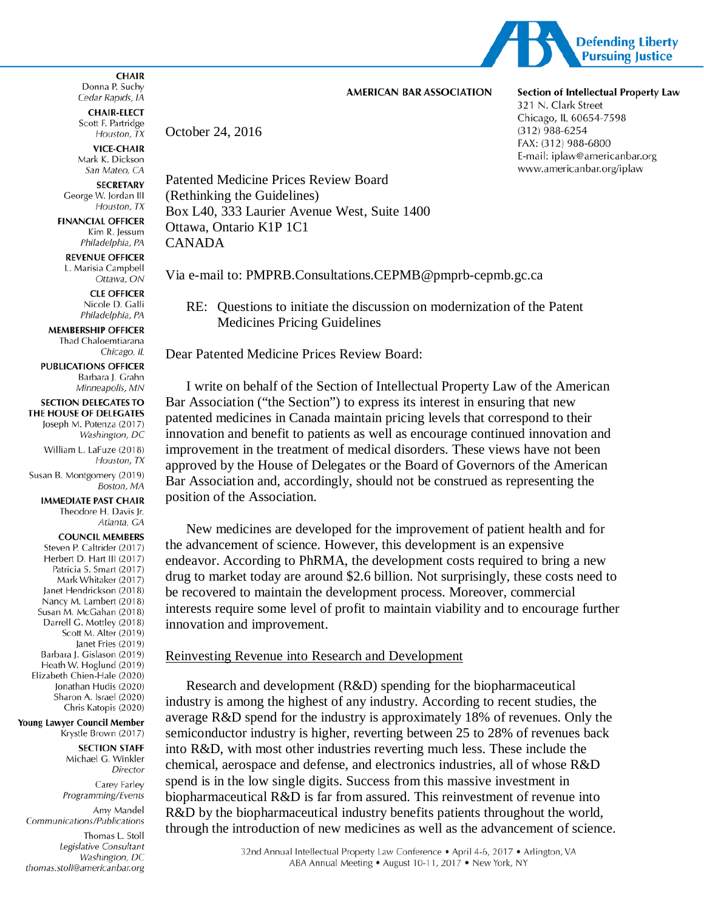AMERICAN BAR ASSOCIATION

**Section of Intellectual Property Law**
321 N. Clark Street
Chicago, IL 60654-7598
(312) 988-6254
FAX: (312) 988-6800
E-mail: iplaw@americanbar.org
www.americanbar.org/iplaw

**CHAIR**
Donna P. Suchy
*Cedar Rapids, IA*

**CHAIR-ELECT**
Scott F. Partridge
*Houston, TX*

**VICE-CHAIR**
Mark K. Dickson
*San Mateo, CA*

**SECRETARY**
George W. Jordan III
*Houston, TX*

**FINANCIAL OFFICER**
Kim R. Jessum
*Philadelphia, PA*

**REVENUE OFFICER**
L. Marisia Campbell
*Ottawa, ON*

**CLE OFFICER**
Nicole D. Galli
*Philadelphia, PA*

**MEMBERSHIP OFFICER**
Thad Chaloemtiarana
*Chicago, IL*

**PUBLICATIONS OFFICER**
Barbara J. Grahn
*Minneapolis, MN*

**SECTION DELEGATES TO THE HOUSE OF DELEGATES**
Joseph M. Potenza (2017)
*Washington, DC*
William L. LaFuze (2018)
*Houston, TX*
Susan B. Montgomery (2019)
*Boston, MA*

**IMMEDIATE PAST CHAIR**
Theodore H. Davis Jr.
*Atlanta, GA*

**COUNCIL MEMBERS**
Steven P. Caltrider (2017)
Herbert D. Hart III (2017)
Patricia S. Smart (2017)
Mark Whitaker (2017)
Janet Hendrickson (2018)
Nancy M. Lambert (2018)
Susan M. McGahan (2018)
Darrell G. Mottley (2018)
Scott M. Alter (2019)
Janet Fries (2019)
Barbara J. Gislason (2019)
Heath W. Hoglund (2019)
Elizabeth Chien-Hale (2020)
Jonathan Hudis (2020)
Sharon A. Israel (2020)
Chris Katopis (2020)

**Young Lawyer Council Member**
Krystle Brown (2017)

**SECTION STAFF**
Michael G. Winkler
*Director*

Carey Farley
*Programming/Events*

Amy Mandel
*Communications/Publications*

Thomas L. Stoll
*Legislative Consultant*
*Washington, DC*
*thomas.stoll@americanbar.org*

October 24, 2016

Patented Medicine Prices Review Board
(Rethinking the Guidelines)
Box L40, 333 Laurier Avenue West, Suite 1400
Ottawa, Ontario K1P 1C1
CANADA

Via e-mail to: PMPRB.Consultations.CEPMB@pmprb-cepmb.gc.ca

RE: Questions to initiate the discussion on modernization of the Patent Medicines Pricing Guidelines

Dear Patented Medicine Prices Review Board:

I write on behalf of the Section of Intellectual Property Law of the American Bar Association ("the Section") to express its interest in ensuring that new patented medicines in Canada maintain pricing levels that correspond to their innovation and benefit to patients as well as encourage continued innovation and improvement in the treatment of medical disorders. These views have not been approved by the House of Delegates or the Board of Governors of the American Bar Association and, accordingly, should not be construed as representing the position of the Association.

New medicines are developed for the improvement of patient health and for the advancement of science. However, this development is an expensive endeavor. According to PhRMA, the development costs required to bring a new drug to market today are around $2.6 billion. Not surprisingly, these costs need to be recovered to maintain the development process. Moreover, commercial interests require some level of profit to maintain viability and to encourage further innovation and improvement.

Reinvesting Revenue into Research and Development

Research and development (R&D) spending for the biopharmaceutical industry is among the highest of any industry. According to recent studies, the average R&D spend for the industry is approximately 18% of revenues. Only the semiconductor industry is higher, reverting between 25 to 28% of revenues back into R&D, with most other industries reverting much less. These include the chemical, aerospace and defense, and electronics industries, all of whose R&D spend is in the low single digits. Success from this massive investment in biopharmaceutical R&D is far from assured. This reinvestment of revenue into R&D by the biopharmaceutical industry benefits patients throughout the world, through the introduction of new medicines as well as the advancement of science.

32nd Annual Intellectual Property Law Conference • April 4-6, 2017 • Arlington, VA
ABA Annual Meeting • August 10-11, 2017 • New York, NY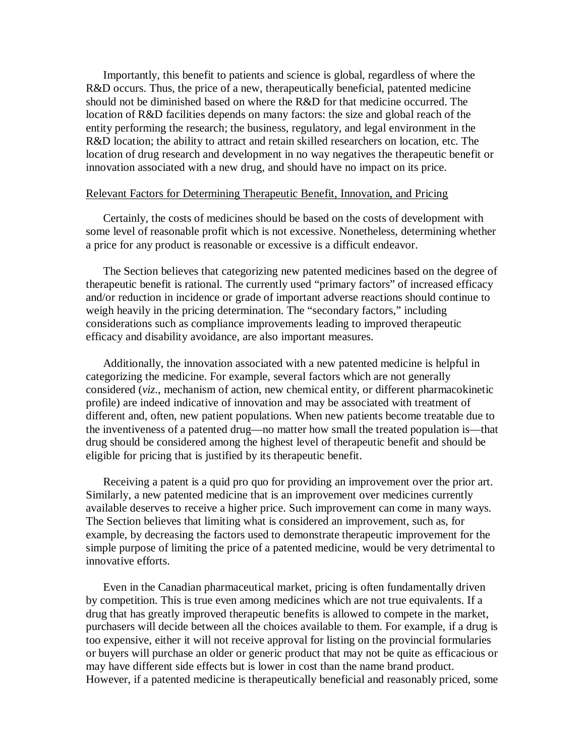Importantly, this benefit to patients and science is global, regardless of where the R&D occurs. Thus, the price of a new, therapeutically beneficial, patented medicine should not be diminished based on where the R&D for that medicine occurred. The location of R&D facilities depends on many factors: the size and global reach of the entity performing the research; the business, regulatory, and legal environment in the R&D location; the ability to attract and retain skilled researchers on location, etc. The location of drug research and development in no way negatives the therapeutic benefit or innovation associated with a new drug, and should have no impact on its price.

<u>Relevant Factors for Determining Therapeutic Benefit, Innovation, and Pricing</u>

Certainly, the costs of medicines should be based on the costs of development with some level of reasonable profit which is not excessive. Nonetheless, determining whether a price for any product is reasonable or excessive is a difficult endeavor.

The Section believes that categorizing new patented medicines based on the degree of therapeutic benefit is rational. The currently used "primary factors" of increased efficacy and/or reduction in incidence or grade of important adverse reactions should continue to weigh heavily in the pricing determination. The "secondary factors," including considerations such as compliance improvements leading to improved therapeutic efficacy and disability avoidance, are also important measures.

Additionally, the innovation associated with a new patented medicine is helpful in categorizing the medicine. For example, several factors which are not generally considered (*viz*., mechanism of action, new chemical entity, or different pharmacokinetic profile) are indeed indicative of innovation and may be associated with treatment of different and, often, new patient populations. When new patients become treatable due to the inventiveness of a patented drug—no matter how small the treated population is—that drug should be considered among the highest level of therapeutic benefit and should be eligible for pricing that is justified by its therapeutic benefit.

Receiving a patent is a quid pro quo for providing an improvement over the prior art. Similarly, a new patented medicine that is an improvement over medicines currently available deserves to receive a higher price. Such improvement can come in many ways. The Section believes that limiting what is considered an improvement, such as, for example, by decreasing the factors used to demonstrate therapeutic improvement for the simple purpose of limiting the price of a patented medicine, would be very detrimental to innovative efforts.

Even in the Canadian pharmaceutical market, pricing is often fundamentally driven by competition. This is true even among medicines which are not true equivalents. If a drug that has greatly improved therapeutic benefits is allowed to compete in the market, purchasers will decide between all the choices available to them. For example, if a drug is too expensive, either it will not receive approval for listing on the provincial formularies or buyers will purchase an older or generic product that may not be quite as efficacious or may have different side effects but is lower in cost than the name brand product. However, if a patented medicine is therapeutically beneficial and reasonably priced, some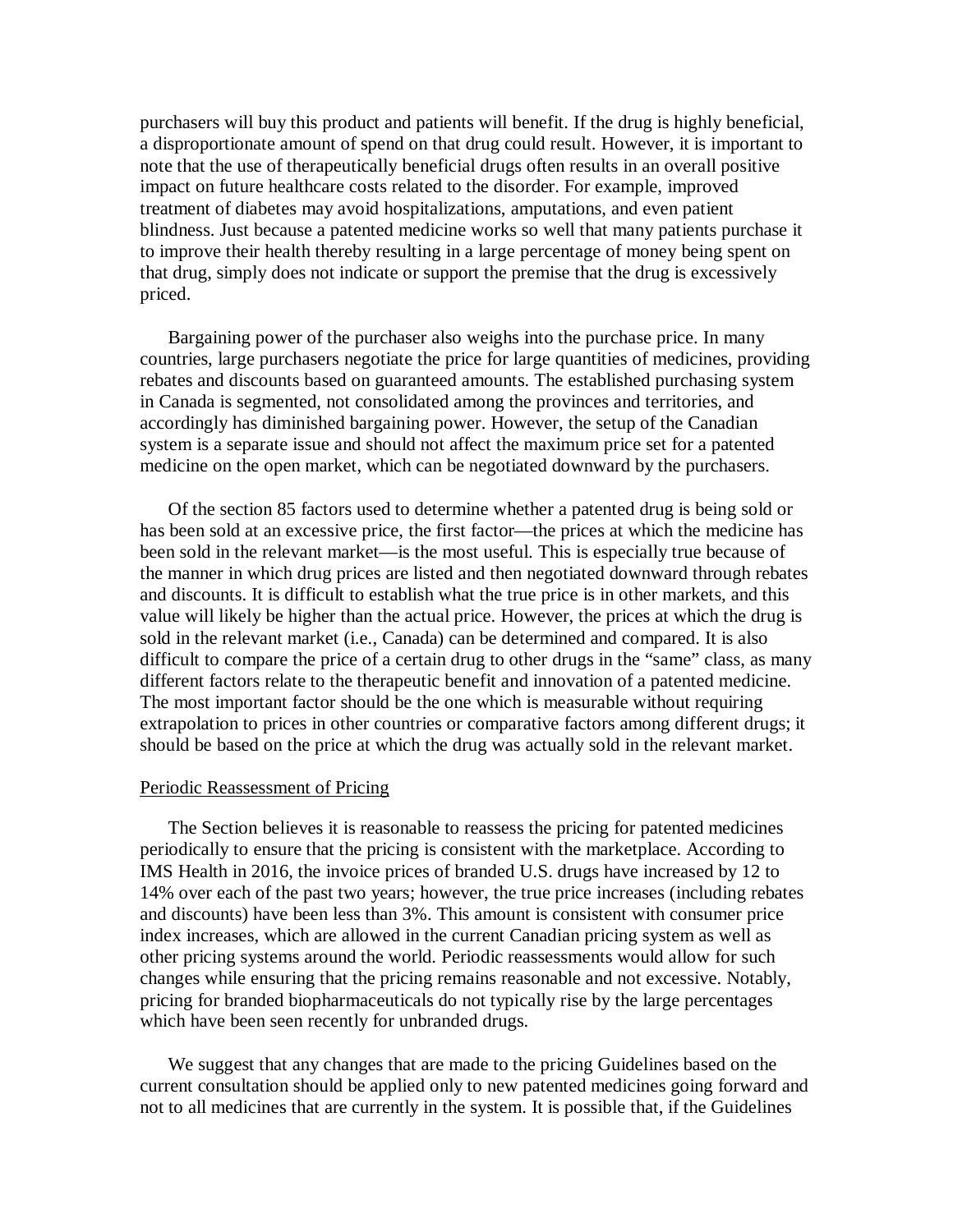purchasers will buy this product and patients will benefit. If the drug is highly beneficial, a disproportionate amount of spend on that drug could result. However, it is important to note that the use of therapeutically beneficial drugs often results in an overall positive impact on future healthcare costs related to the disorder. For example, improved treatment of diabetes may avoid hospitalizations, amputations, and even patient blindness. Just because a patented medicine works so well that many patients purchase it to improve their health thereby resulting in a large percentage of money being spent on that drug, simply does not indicate or support the premise that the drug is excessively priced.

Bargaining power of the purchaser also weighs into the purchase price. In many countries, large purchasers negotiate the price for large quantities of medicines, providing rebates and discounts based on guaranteed amounts. The established purchasing system in Canada is segmented, not consolidated among the provinces and territories, and accordingly has diminished bargaining power. However, the setup of the Canadian system is a separate issue and should not affect the maximum price set for a patented medicine on the open market, which can be negotiated downward by the purchasers.

Of the section 85 factors used to determine whether a patented drug is being sold or has been sold at an excessive price, the first factor—the prices at which the medicine has been sold in the relevant market—is the most useful. This is especially true because of the manner in which drug prices are listed and then negotiated downward through rebates and discounts. It is difficult to establish what the true price is in other markets, and this value will likely be higher than the actual price. However, the prices at which the drug is sold in the relevant market (i.e., Canada) can be determined and compared. It is also difficult to compare the price of a certain drug to other drugs in the "same" class, as many different factors relate to the therapeutic benefit and innovation of a patented medicine. The most important factor should be the one which is measurable without requiring extrapolation to prices in other countries or comparative factors among different drugs; it should be based on the price at which the drug was actually sold in the relevant market.

<u>Periodic Reassessment of Pricing</u>

The Section believes it is reasonable to reassess the pricing for patented medicines periodically to ensure that the pricing is consistent with the marketplace. According to IMS Health in 2016, the invoice prices of branded U.S. drugs have increased by 12 to 14% over each of the past two years; however, the true price increases (including rebates and discounts) have been less than 3%. This amount is consistent with consumer price index increases, which are allowed in the current Canadian pricing system as well as other pricing systems around the world. Periodic reassessments would allow for such changes while ensuring that the pricing remains reasonable and not excessive. Notably, pricing for branded biopharmaceuticals do not typically rise by the large percentages which have been seen recently for unbranded drugs.

We suggest that any changes that are made to the pricing Guidelines based on the current consultation should be applied only to new patented medicines going forward and not to all medicines that are currently in the system. It is possible that, if the Guidelines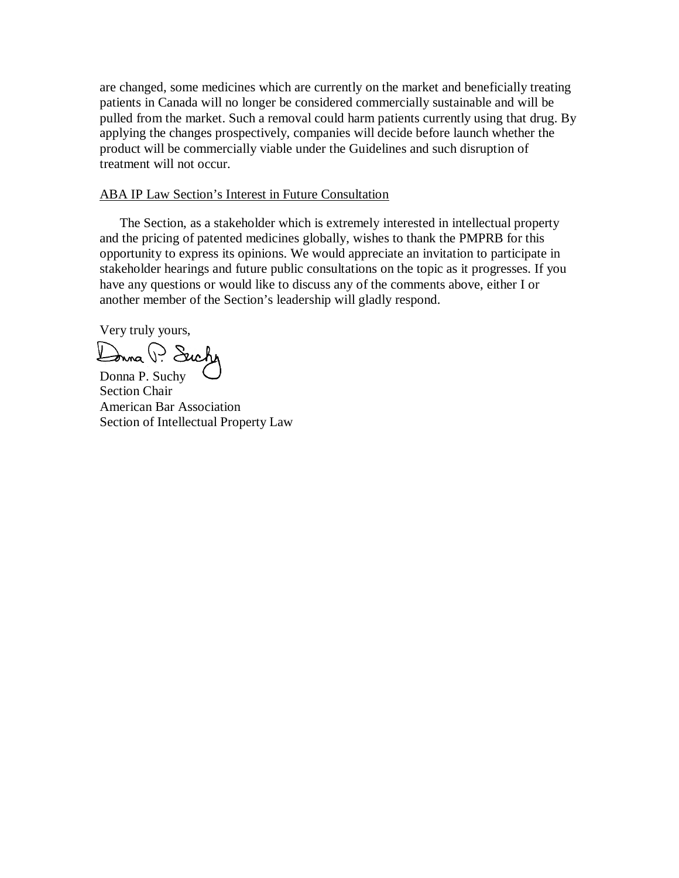are changed, some medicines which are currently on the market and beneficially treating patients in Canada will no longer be considered commercially sustainable and will be pulled from the market. Such a removal could harm patients currently using that drug. By applying the changes prospectively, companies will decide before launch whether the product will be commercially viable under the Guidelines and such disruption of treatment will not occur.

<u>ABA IP Law Section's Interest in Future Consultation</u>

The Section, as a stakeholder which is extremely interested in intellectual property and the pricing of patented medicines globally, wishes to thank the PMPRB for this opportunity to express its opinions. We would appreciate an invitation to participate in stakeholder hearings and future public consultations on the topic as it progresses. If you have any questions or would like to discuss any of the comments above, either I or another member of the Section's leadership will gladly respond.

Very truly yours,

Donna P. Suchy

Donna P. Suchy
Section Chair
American Bar Association
Section of Intellectual Property Law